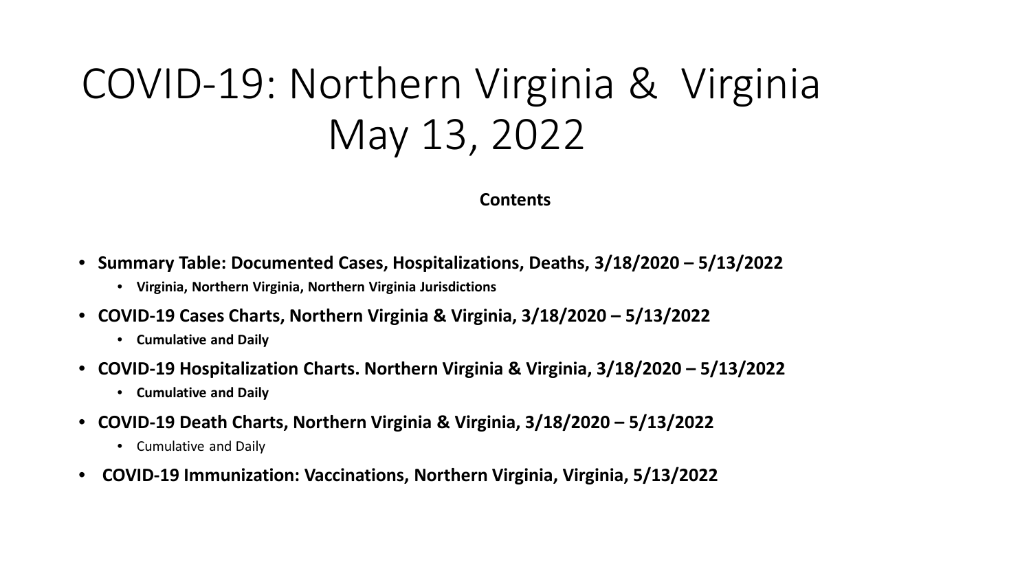# COVID-19: Northern Virginia & Virginia May 13, 2022

**Contents**

- **Summary Table: Documented Cases, Hospitalizations, Deaths, 3/18/2020 – 5/13/2022**
  - **Virginia, Northern Virginia, Northern Virginia Jurisdictions**
- **COVID-19 Cases Charts, Northern Virginia & Virginia, 3/18/2020 – 5/13/2022**
  - **Cumulative and Daily**
- **COVID-19 Hospitalization Charts. Northern Virginia & Virginia, 3/18/2020 – 5/13/2022**
  - **Cumulative and Daily**
- **COVID-19 Death Charts, Northern Virginia & Virginia, 3/18/2020 – 5/13/2022**
  - Cumulative and Daily
- **COVID-19 Immunization: Vaccinations, Northern Virginia, Virginia, 5/13/2022**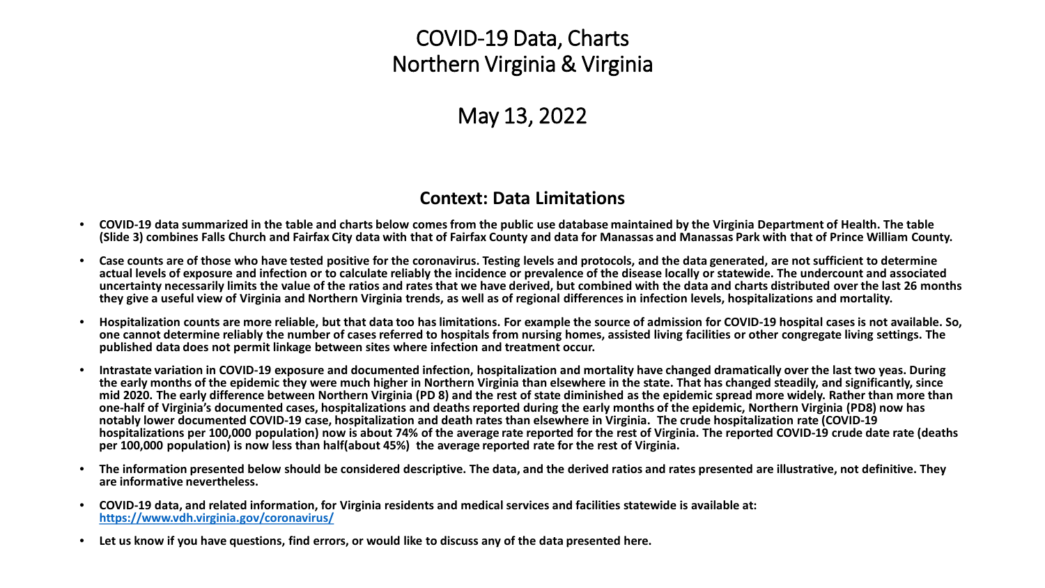# COVID-19 Data, Charts
# Northern Virginia & Virginia

## May 13, 2022

### Context: Data Limitations

- **COVID-19 data summarized in the table and charts below comes from the public use database maintained by the Virginia Department of Health. The table (Slide 3) combines Falls Church and Fairfax City data with that of Fairfax County and data for Manassas and Manassas Park with that of Prince William County.**
- **Case counts are of those who have tested positive for the coronavirus. Testing levels and protocols, and the data generated, are not sufficient to determine actual levels of exposure and infection or to calculate reliably the incidence or prevalence of the disease locally or statewide. The undercount and associated uncertainty necessarily limits the value of the ratios and rates that we have derived, but combined with the data and charts distributed over the last 26 months they give a useful view of Virginia and Northern Virginia trends, as well as of regional differences in infection levels, hospitalizations and mortality.**
- **Hospitalization counts are more reliable, but that data too has limitations. For example the source of admission for COVID-19 hospital cases is not available. So, one cannot determine reliably the number of cases referred to hospitals from nursing homes, assisted living facilities or other congregate living settings. The published data does not permit linkage between sites where infection and treatment occur.**
- **Intrastate variation in COVID-19 exposure and documented infection, hospitalization and mortality have changed dramatically over the last two yeas. During the early months of the epidemic they were much higher in Northern Virginia than elsewhere in the state. That has changed steadily, and significantly, since mid 2020. The early difference between Northern Virginia (PD 8) and the rest of state diminished as the epidemic spread more widely. Rather than more than one-half of Virginia's documented cases, hospitalizations and deaths reported during the early months of the epidemic, Northern Virginia (PD8) now has notably lower documented COVID-19 case, hospitalization and death rates than elsewhere in Virginia. The crude hospitalization rate (COVID-19 hospitalizations per 100,000 population) now is about 74% of the average rate reported for the rest of Virginia. The reported COVID-19 crude date rate (deaths per 100,000 population) is now less than half(about 45%) the average reported rate for the rest of Virginia.**
- **The information presented below should be considered descriptive. The data, and the derived ratios and rates presented are illustrative, not definitive. They are informative nevertheless.**
- **COVID-19 data, and related information, for Virginia residents and medical services and facilities statewide is available at: [https://www.vdh.virginia.gov/coronavirus/](https://www.vdh.virginia.gov/coronavirus/)**
- **Let us know if you have questions, find errors, or would like to discuss any of the data presented here.**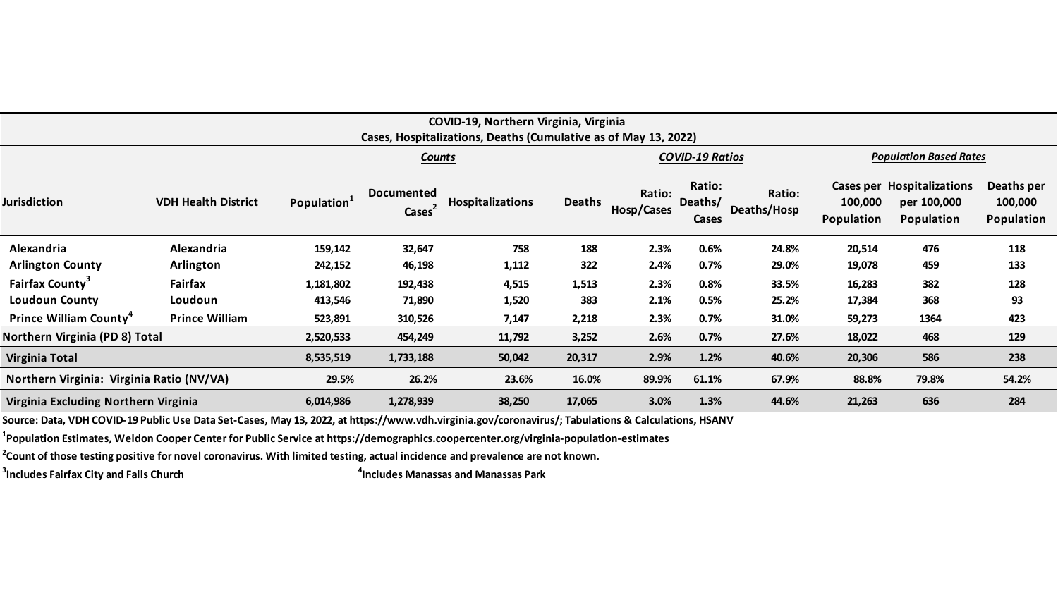**COVID-19, Northern Virginia, Virginia**
**Cases, Hospitalizations, Deaths (Cumulative as of May 13, 2022)**

| | | *Counts* | | | | *COVID-19 Ratios* | | | *Population Based Rates* | | |
|---|---|---|---|---|---|---|---|---|---|---|---|
| **Jurisdiction** | **VDH Health District** | **Population[1]** | **Documented Cases[2]** | **Hospitalizations** | **Deaths** | **Ratio: Hosp/Cases** | **Ratio: Deaths/ Cases** | **Ratio: Deaths/Hosp** | **Cases per 100,000 Population** | **Hospitalizations per 100,000 Population** | **Deaths per 100,000 Population** |
| **Alexandria** | **Alexandria** | 159,142 | 32,647 | 758 | 188 | 2.3% | 0.6% | 24.8% | 20,514 | 476 | 118 |
| **Arlington County** | **Arlington** | 242,152 | 46,198 | 1,112 | 322 | 2.4% | 0.7% | 29.0% | 19,078 | 459 | 133 |
| **Fairfax County[3]** | **Fairfax** | 1,181,802 | 192,438 | 4,515 | 1,513 | 2.3% | 0.8% | 33.5% | 16,283 | 382 | 128 |
| **Loudoun County** | **Loudoun** | 413,546 | 71,890 | 1,520 | 383 | 2.1% | 0.5% | 25.2% | 17,384 | 368 | 93 |
| **Prince William County[4]** | **Prince William** | 523,891 | 310,526 | 7,147 | 2,218 | 2.3% | 0.7% | 31.0% | 59,273 | 1364 | 423 |
| **Northern Virginia (PD 8) Total** | | 2,520,533 | 454,249 | 11,792 | 3,252 | 2.6% | 0.7% | 27.6% | 18,022 | 468 | 129 |
| **Virginia Total** | | 8,535,519 | 1,733,188 | 50,042 | 20,317 | 2.9% | 1.2% | 40.6% | 20,306 | 586 | 238 |
| **Northern Virginia: Virginia Ratio (NV/VA)** | | 29.5% | 26.2% | 23.6% | 16.0% | 89.9% | 61.1% | 67.9% | 88.8% | 79.8% | 54.2% |
| **Virginia Excluding Northern Virginia** | | 6,014,986 | 1,278,939 | 38,250 | 17,065 | 3.0% | 1.3% | 44.6% | 21,263 | 636 | 284 |

**Source: Data, VDH COVID-19 Public Use Data Set-Cases, May 13, 2022, at https://www.vdh.virginia.gov/coronavirus/; Tabulations & Calculations, HSANV**

**[1]Population Estimates, Weldon Cooper Center for Public Service at https://demographics.coopercenter.org/virginia-population-estimates**

**[2]Count of those testing positive for novel coronavirus. With limited testing, actual incidence and prevalence are not known.**

**[3]Includes Fairfax City and Falls Church**

**[4]Includes Manassas and Manassas Park**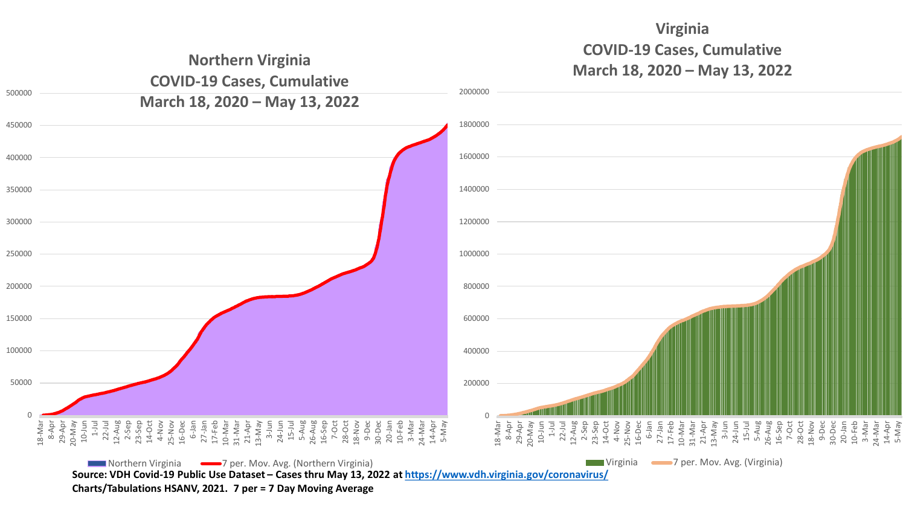## Northern Virginia COVID-19 Cases, Cumulative March 18, 2020 – May 13, 2022

## Virginia COVID-19 Cases, Cumulative March 18, 2020 – May 13, 2022

**Source: VDH Covid-19 Public Use Dataset – Cases thru May 13, 2022 at https://www.vdh.virginia.gov/coronavirus/**

**Charts/Tabulations HSANV, 2021. 7 per = 7 Day Moving Average**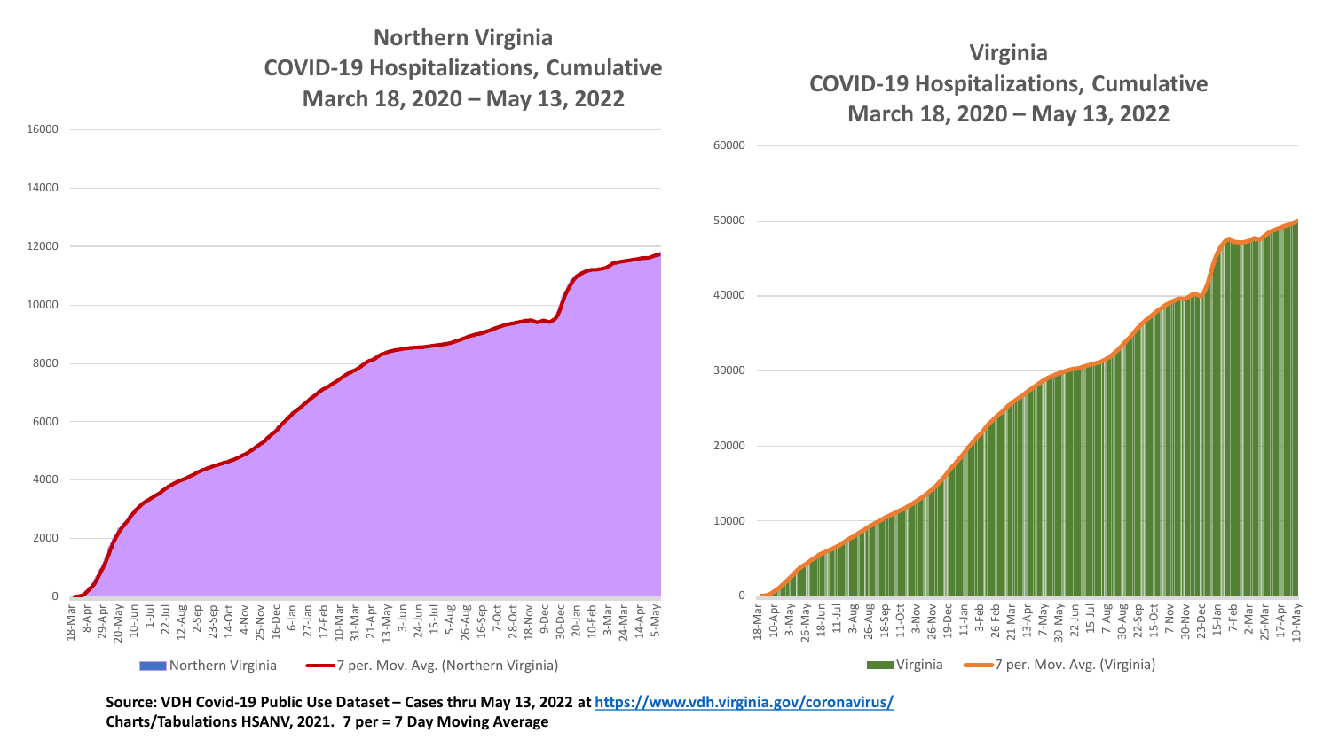## Northern Virginia COVID-19 Hospitalizations, Cumulative March 18, 2020 – May 13, 2022

## Virginia COVID-19 Hospitalizations, Cumulative March 18, 2020 – May 13, 2022

**Source: VDH Covid-19 Public Use Dataset – Cases thru May 13, 2022 at https://www.vdh.virginia.gov/coronavirus/**
**Charts/Tabulations HSANV, 2021. 7 per = 7 Day Moving Average**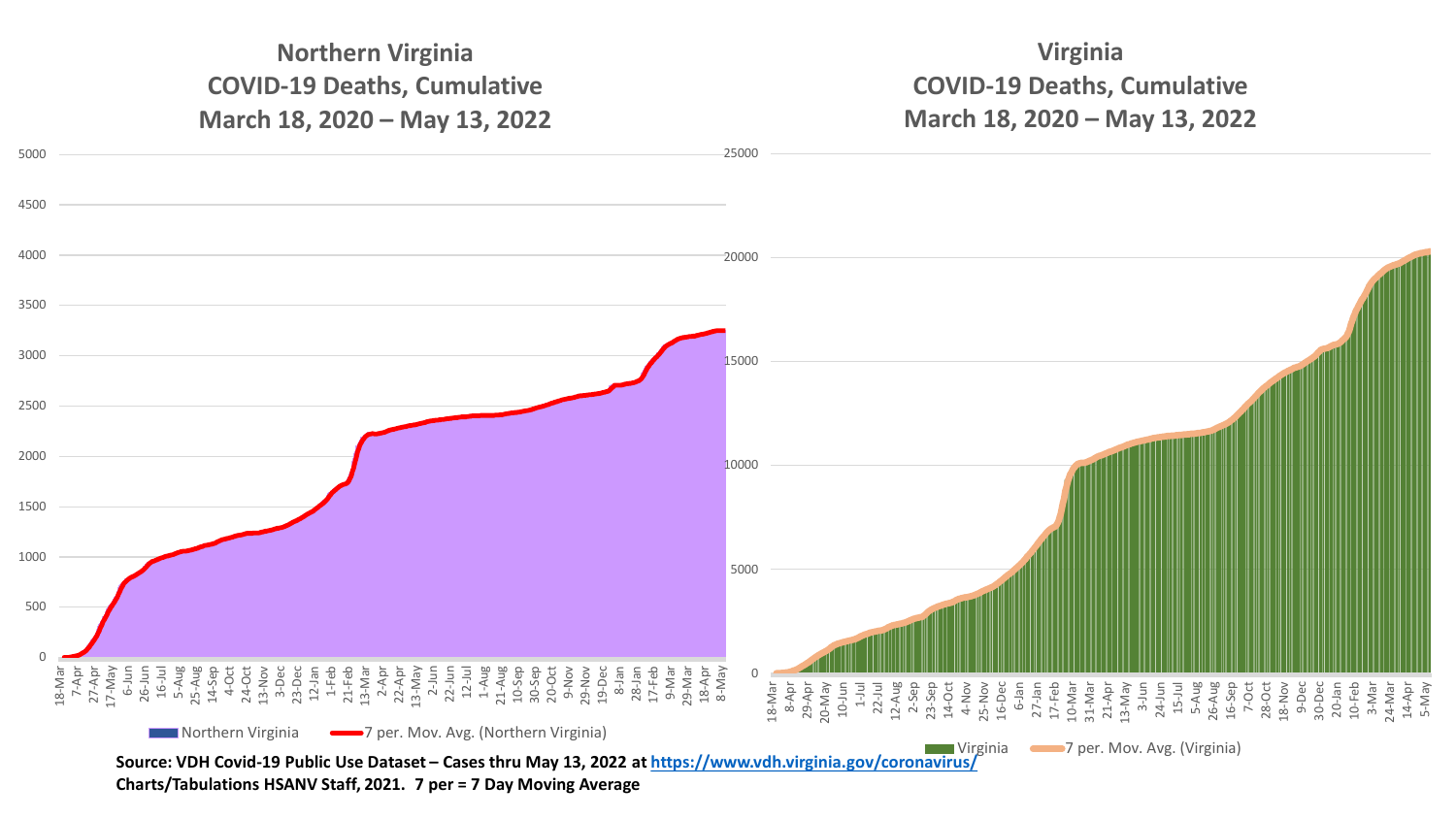## Northern Virginia COVID-19 Deaths, Cumulative March 18, 2020 – May 13, 2022

Northern Virginia | 7 per. Mov. Avg. (Northern Virginia)

## Virginia COVID-19 Deaths, Cumulative March 18, 2020 – May 13, 2022

Virginia | 7 per. Mov. Avg. (Virginia)

**Source: VDH Covid-19 Public Use Dataset – Cases thru May 13, 2022 at https://www.vdh.virginia.gov/coronavirus/**
**Charts/Tabulations HSANV Staff, 2021. 7 per = 7 Day Moving Average**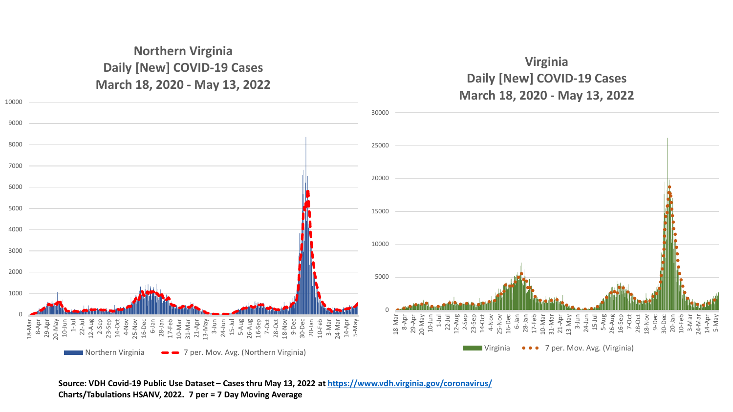## Northern Virginia Daily [New] COVID-19 Cases March 18, 2020 - May 13, 2022

## Virginia Daily [New] COVID-19 Cases March 18, 2020 - May 13, 2022

**Source: VDH Covid-19 Public Use Dataset – Cases thru May 13, 2022 at https://www.vdh.virginia.gov/coronavirus/**
**Charts/Tabulations HSANV, 2022. 7 per = 7 Day Moving Average**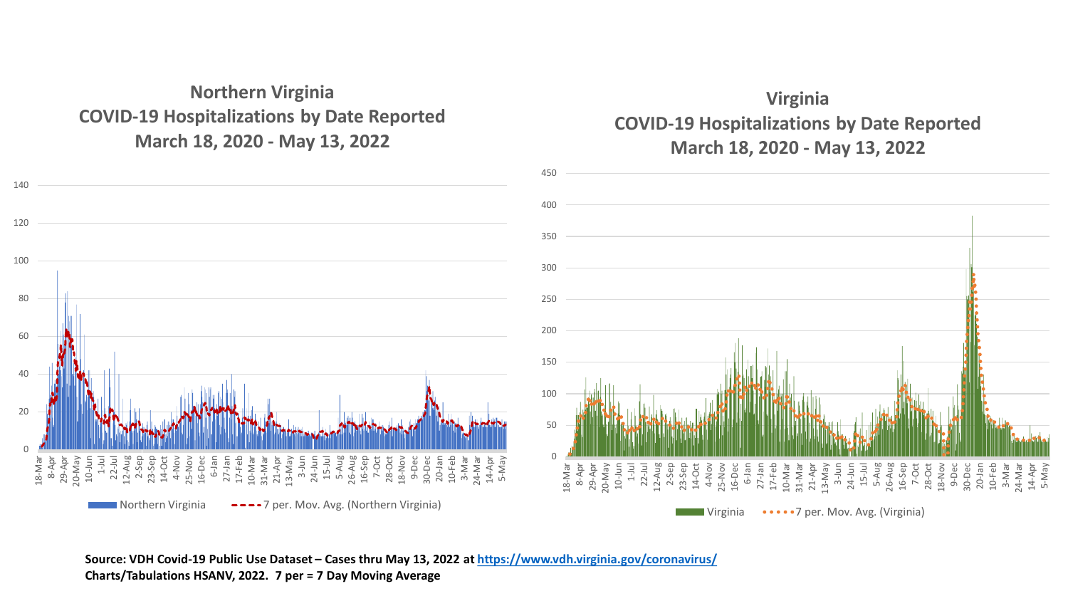## Northern Virginia COVID-19 Hospitalizations by Date Reported March 18, 2020 - May 13, 2022

## Virginia COVID-19 Hospitalizations by Date Reported March 18, 2020 - May 13, 2022

**Source: VDH Covid-19 Public Use Dataset – Cases thru May 13, 2022 at https://www.vdh.virginia.gov/coronavirus/**
**Charts/Tabulations HSANV, 2022. 7 per = 7 Day Moving Average**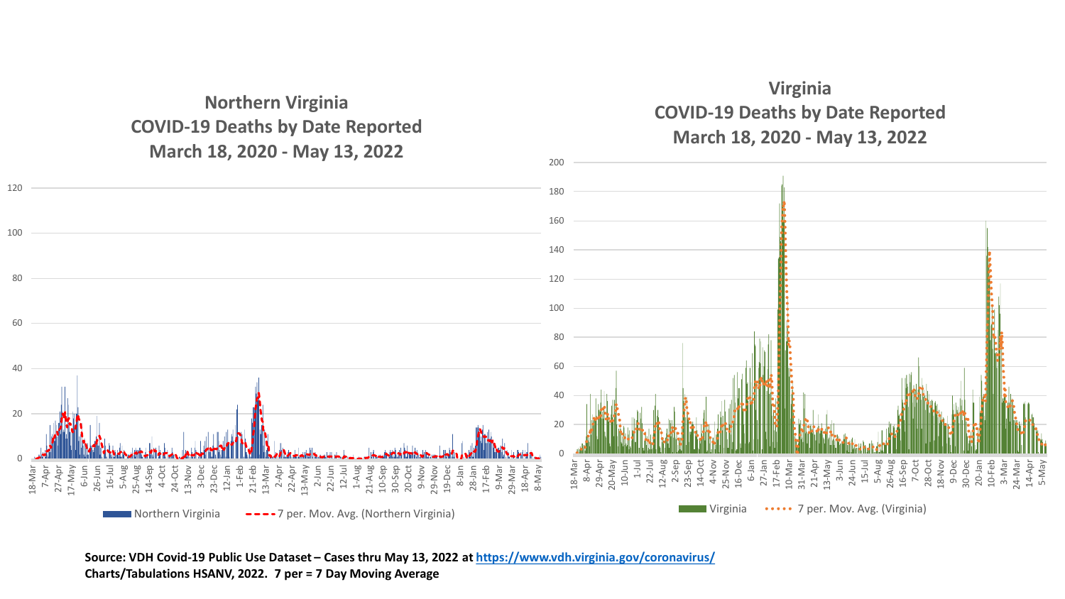## Northern Virginia COVID-19 Deaths by Date Reported March 18, 2020 - May 13, 2022

## Virginia COVID-19 Deaths by Date Reported March 18, 2020 - May 13, 2022

**Source: VDH Covid-19 Public Use Dataset – Cases thru May 13, 2022 at https://www.vdh.virginia.gov/coronavirus/**
**Charts/Tabulations HSANV, 2022. 7 per = 7 Day Moving Average**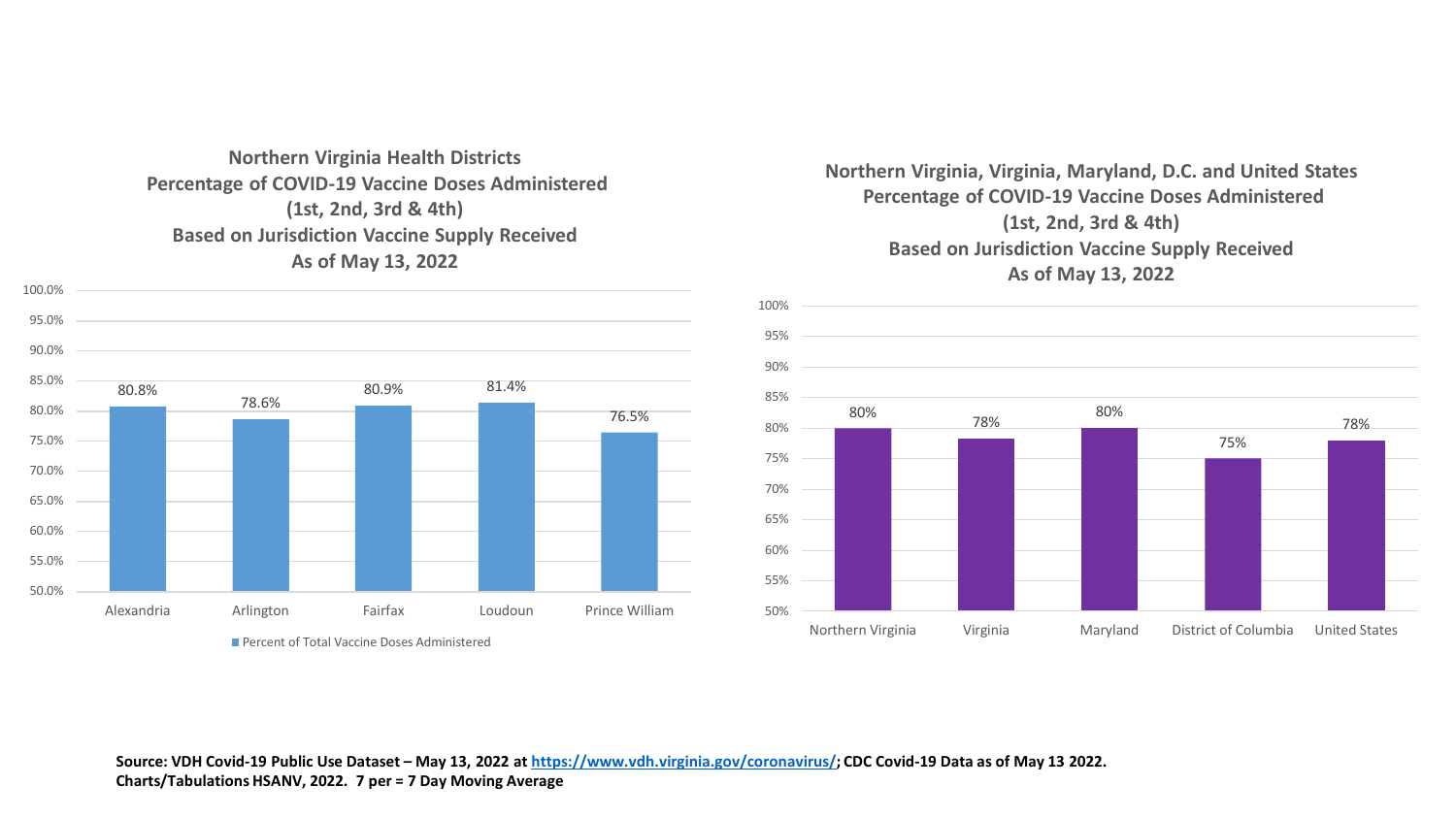## Northern Virginia Health Districts Percentage of COVID-19 Vaccine Doses Administered (1st, 2nd, 3rd & 4th) Based on Jurisdiction Vaccine Supply Received As of May 13, 2022

| Health District | Percent of Total Vaccine Doses Administered |
| --- | --- |
| Alexandria | 80.8% |
| Arlington | 78.6% |
| Fairfax | 80.9% |
| Loudoun | 81.4% |
| Prince William | 76.5% |

## Northern Virginia, Virginia, Maryland, D.C. and United States Percentage of COVID-19 Vaccine Doses Administered (1st, 2nd, 3rd & 4th) Based on Jurisdiction Vaccine Supply Received As of May 13, 2022

| Jurisdiction | Percent |
| --- | --- |
| Northern Virginia | 80% |
| Virginia | 78% |
| Maryland | 80% |
| District of Columbia | 75% |
| United States | 78% |

**Source: VDH Covid-19 Public Use Dataset – May 13, 2022 at https://www.vdh.virginia.gov/coronavirus/; CDC Covid-19 Data as of May 13 2022. Charts/Tabulations HSANV, 2022. 7 per = 7 Day Moving Average**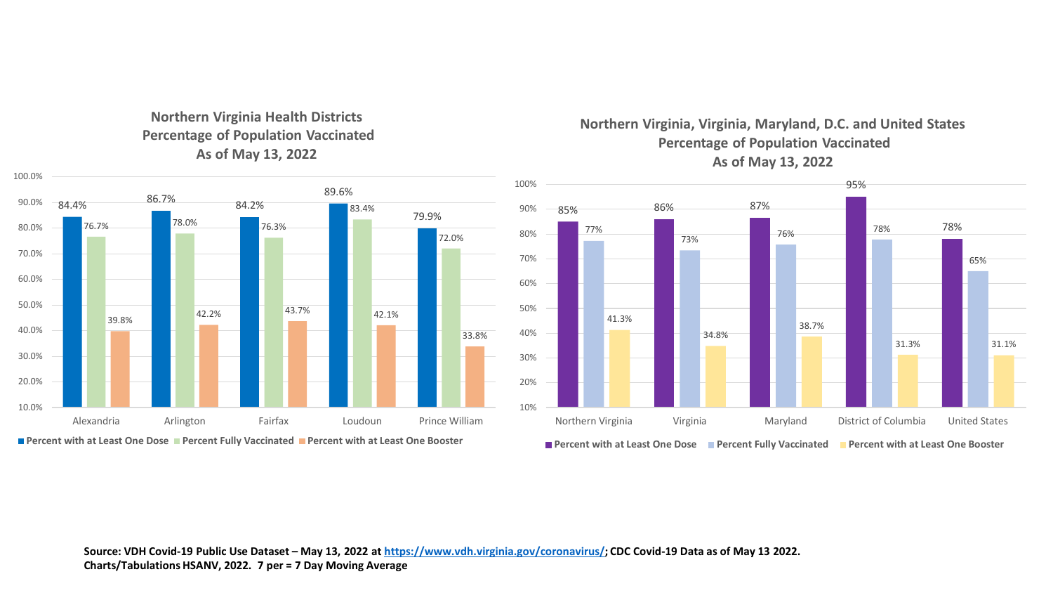## Northern Virginia Health Districts Percentage of Population Vaccinated As of May 13, 2022

| Health District | Percent with at Least One Dose | Percent Fully Vaccinated | Percent with at Least One Booster |
|---|---|---|---|
| Alexandria | 84.4% | 76.7% | 39.8% |
| Arlington | 86.7% | 78.0% | 42.2% |
| Fairfax | 84.2% | 76.3% | 43.7% |
| Loudoun | 89.6% | 83.4% | 42.1% |
| Prince William | 79.9% | 72.0% | 33.8% |

## Northern Virginia, Virginia, Maryland, D.C. and United States Percentage of Population Vaccinated As of May 13, 2022

| Area | Percent with at Least One Dose | Percent Fully Vaccinated | Percent with at Least One Booster |
|---|---|---|---|
| Northern Virginia | 85% | 77% | 41.3% |
| Virginia | 86% | 73% | 34.8% |
| Maryland | 87% | 76% | 38.7% |
| District of Columbia | 95% | 78% | 31.3% |
| United States | 78% | 65% | 31.1% |

**Source: VDH Covid-19 Public Use Dataset – May 13, 2022 at [https://www.vdh.virginia.gov/coronavirus/](https://www.vdh.virginia.gov/coronavirus/); CDC Covid-19 Data as of May 13 2022. Charts/Tabulations HSANV, 2022. 7 per = 7 Day Moving Average**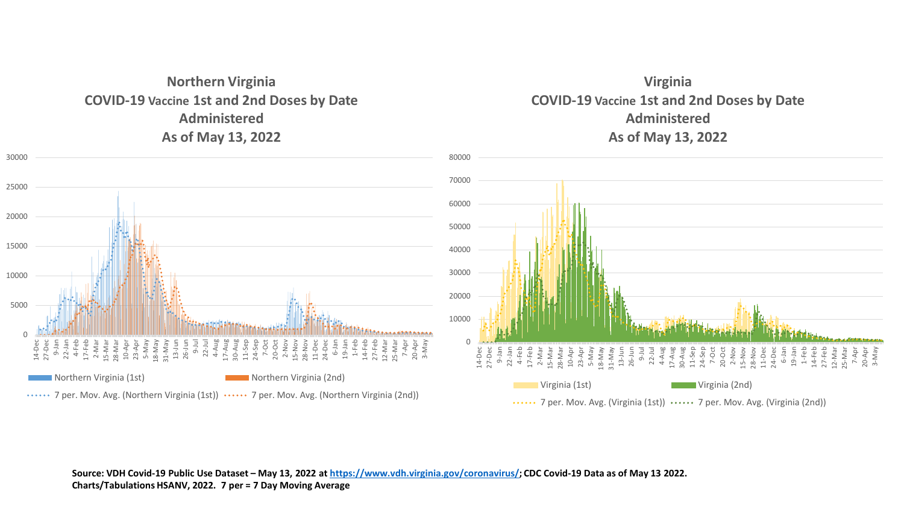## Northern Virginia COVID-19 Vaccine 1st and 2nd Doses by Date Administered As of May 13, 2022

Northern Virginia (1st) | Northern Virginia (2nd) | 7 per. Mov. Avg. (Northern Virginia (1st)) | 7 per. Mov. Avg. (Northern Virginia (2nd))

## Virginia COVID-19 Vaccine 1st and 2nd Doses by Date Administered As of May 13, 2022

Virginia (1st) | Virginia (2nd) | 7 per. Mov. Avg. (Virginia (1st)) | 7 per. Mov. Avg. (Virginia (2nd))

**Source: VDH Covid-19 Public Use Dataset – May 13, 2022 at [https://www.vdh.virginia.gov/coronavirus/](https://www.vdh.virginia.gov/coronavirus/); CDC Covid-19 Data as of May 13 2022. Charts/Tabulations HSANV, 2022. 7 per = 7 Day Moving Average**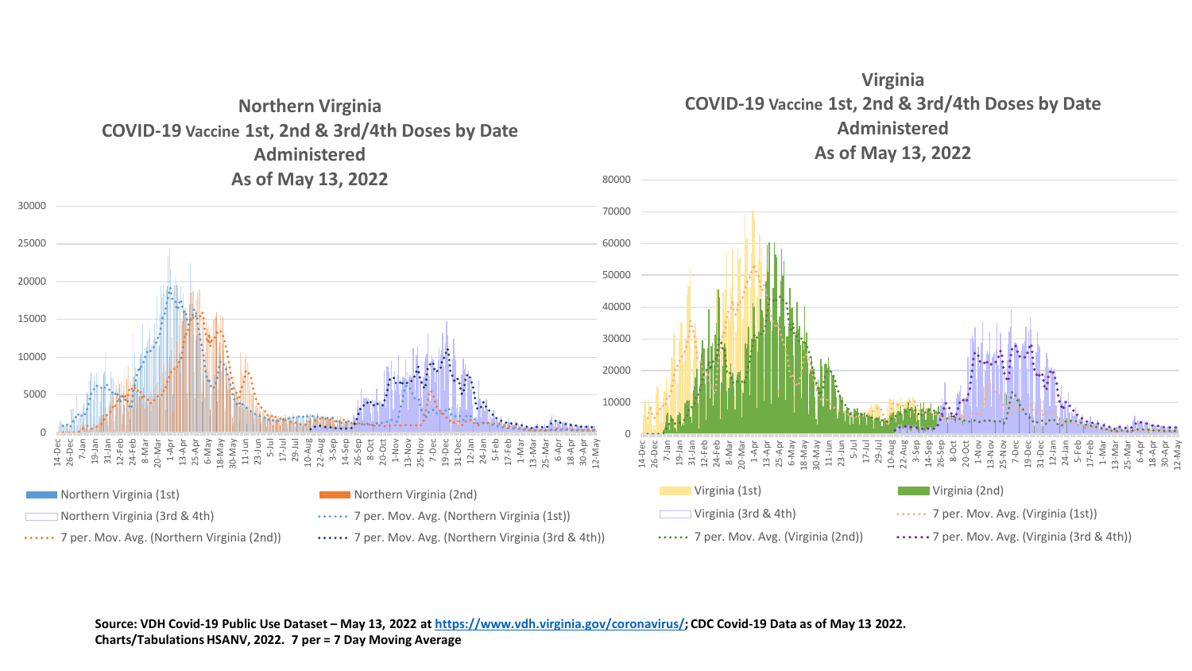## Northern Virginia
## COVID-19 Vaccine 1st, 2nd & 3rd/4th Doses by Date Administered
## As of May 13, 2022

30000
25000
20000
15000
10000
5000
0

14-Dec 26-Dec 7-Jan 19-Jan 31-Jan 12-Feb 24-Feb 8-Mar 20-Mar 1-Apr 13-Apr 25-Apr 6-May 18-May 30-May 11-Jun 23-Jun 5-Jul 17-Jul 29-Jul 10-Aug 22-Aug 3-Sep 14-Sep 26-Sep 8-Oct 20-Oct 1-Nov 13-Nov 25-Nov 7-Dec 19-Dec 31-Dec 12-Jan 24-Jan 5-Feb 17-Feb 1-Mar 13-Mar 25-Mar 6-Apr 18-Apr 30-Apr 12-May

Northern Virginia (1st)
Northern Virginia (2nd)
Northern Virginia (3rd & 4th)
7 per. Mov. Avg. (Northern Virginia (1st))
7 per. Mov. Avg. (Northern Virginia (2nd))
7 per. Mov. Avg. (Northern Virginia (3rd & 4th))

## Virginia
## COVID-19 Vaccine 1st, 2nd & 3rd/4th Doses by Date Administered
## As of May 13, 2022

80000
70000
60000
50000
40000
30000
20000
10000
0

14-Dec 26-Dec 7-Jan 19-Jan 31-Jan 12-Feb 24-Feb 8-Mar 20-Mar 1-Apr 13-Apr 25-Apr 6-May 18-May 30-May 11-Jun 23-Jun 5-Jul 17-Jul 29-Jul 10-Aug 22-Aug 3-Sep 14-Sep 26-Sep 8-Oct 20-Oct 1-Nov 13-Nov 25-Nov 7-Dec 19-Dec 31-Dec 12-Jan 24-Jan 5-Feb 17-Feb 1-Mar 13-Mar 25-Mar 6-Apr 18-Apr 30-Apr 12-May

Virginia (1st)
Virginia (2nd)
Virginia (3rd & 4th)
7 per. Mov. Avg. (Virginia (1st))
7 per. Mov. Avg. (Virginia (2nd))
7 per. Mov. Avg. (Virginia (3rd & 4th))

**Source: VDH Covid-19 Public Use Dataset – May 13, 2022 at [https://www.vdh.virginia.gov/coronavirus/](https://www.vdh.virginia.gov/coronavirus/); CDC Covid-19 Data as of May 13 2022. Charts/Tabulations HSANV, 2022. 7 per = 7 Day Moving Average**